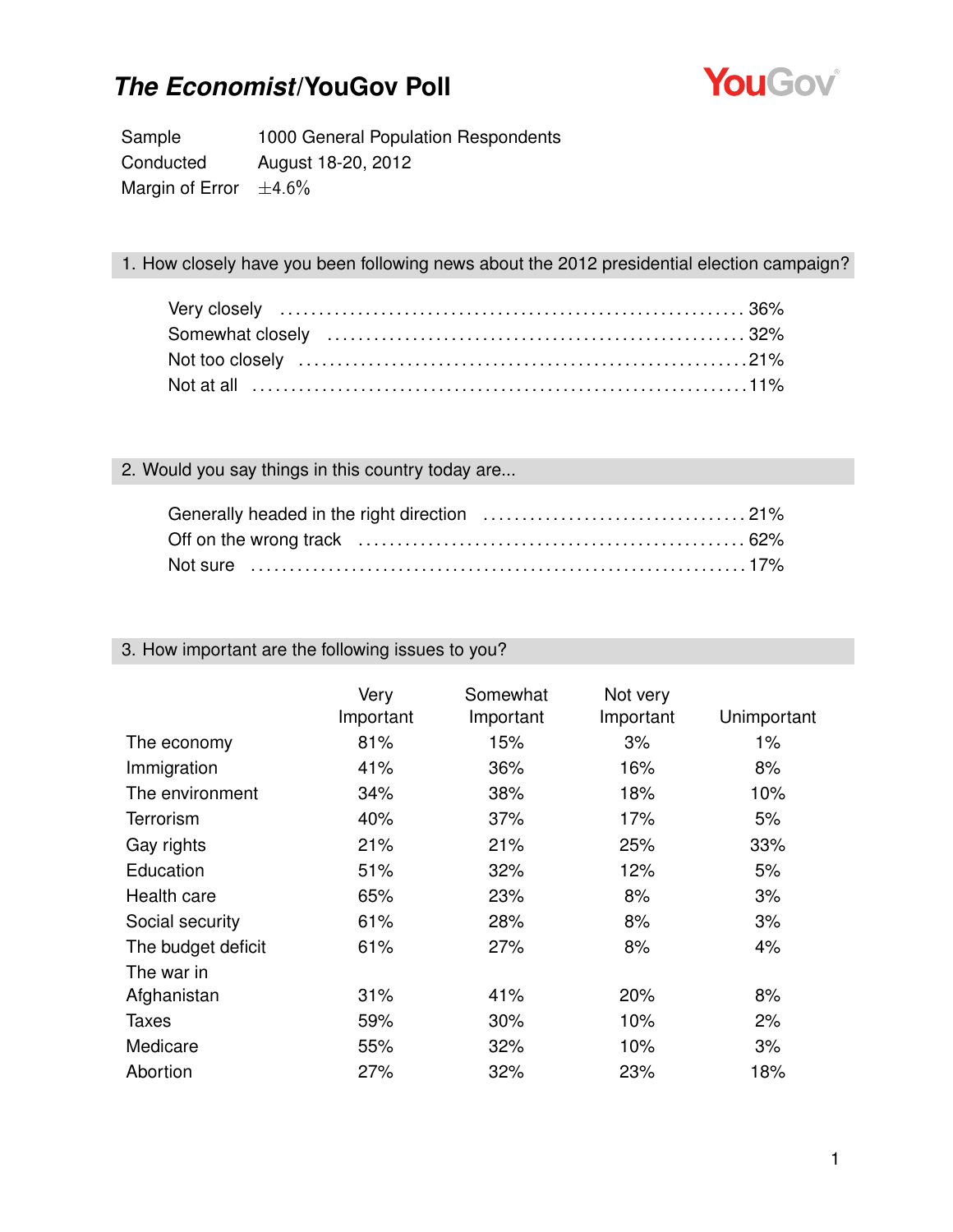# *The Economist*/YouGov Poll

| | |
|---|---|
| Sample | 1000 General Population Respondents |
| Conducted | August 18-20, 2012 |
| Margin of Error | ±4.6% |

## 1. How closely have you been following news about the 2012 presidential election campaign?

| | |
|---|---|
| Very closely | 36% |
| Somewhat closely | 32% |
| Not too closely | 21% |
| Not at all | 11% |

## 2. Would you say things in this country today are...

| | |
|---|---|
| Generally headed in the right direction | 21% |
| Off on the wrong track | 62% |
| Not sure | 17% |

## 3. How important are the following issues to you?

| | Very Important | Somewhat Important | Not very Important | Unimportant |
|---|---|---|---|---|
| The economy | 81% | 15% | 3% | 1% |
| Immigration | 41% | 36% | 16% | 8% |
| The environment | 34% | 38% | 18% | 10% |
| Terrorism | 40% | 37% | 17% | 5% |
| Gay rights | 21% | 21% | 25% | 33% |
| Education | 51% | 32% | 12% | 5% |
| Health care | 65% | 23% | 8% | 3% |
| Social security | 61% | 28% | 8% | 3% |
| The budget deficit | 61% | 27% | 8% | 4% |
| The war in Afghanistan | 31% | 41% | 20% | 8% |
| Taxes | 59% | 30% | 10% | 2% |
| Medicare | 55% | 32% | 10% | 3% |
| Abortion | 27% | 32% | 23% | 18% |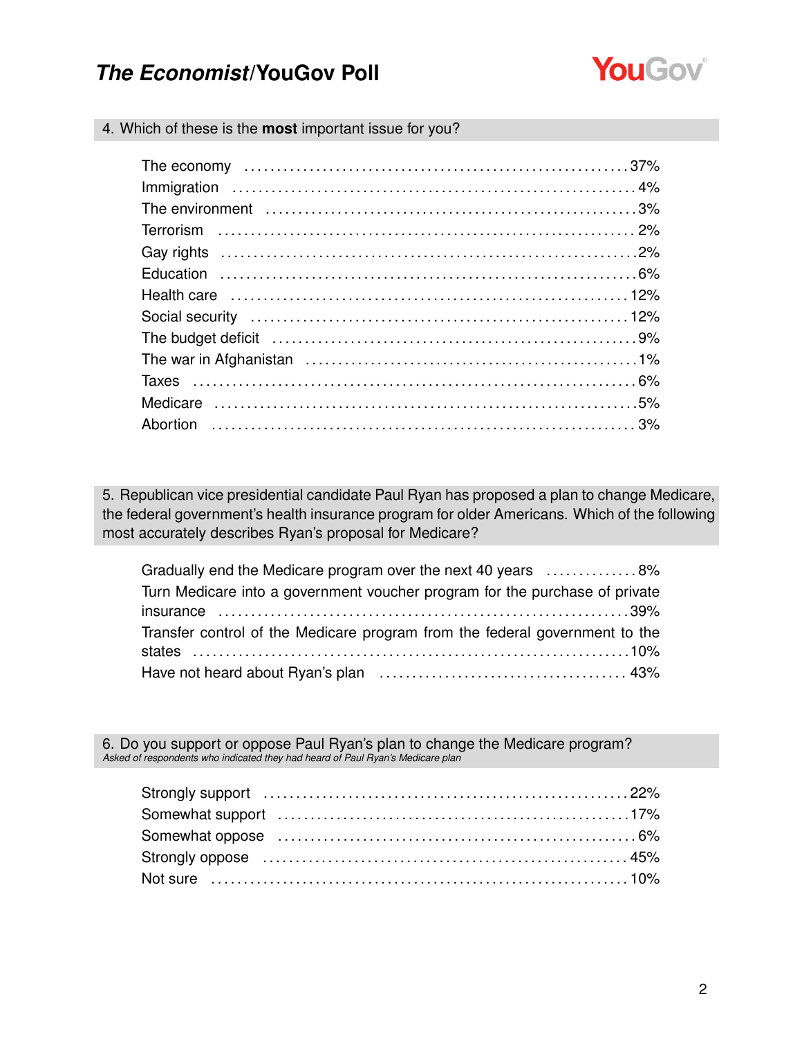4. Which of these is the **most** important issue for you?

| | |
|---|---|
| The economy | 37% |
| Immigration | 4% |
| The environment | 3% |
| Terrorism | 2% |
| Gay rights | 2% |
| Education | 6% |
| Health care | 12% |
| Social security | 12% |
| The budget deficit | 9% |
| The war in Afghanistan | 1% |
| Taxes | 6% |
| Medicare | 5% |
| Abortion | 3% |

5. Republican vice presidential candidate Paul Ryan has proposed a plan to change Medicare, the federal government's health insurance program for older Americans. Which of the following most accurately describes Ryan's proposal for Medicare?

| | |
|---|---|
| Gradually end the Medicare program over the next 40 years | 8% |
| Turn Medicare into a government voucher program for the purchase of private insurance | 39% |
| Transfer control of the Medicare program from the federal government to the states | 10% |
| Have not heard about Ryan's plan | 43% |

6. Do you support or oppose Paul Ryan's plan to change the Medicare program?
*Asked of respondents who indicated they had heard of Paul Ryan's Medicare plan*

| | |
|---|---|
| Strongly support | 22% |
| Somewhat support | 17% |
| Somewhat oppose | 6% |
| Strongly oppose | 45% |
| Not sure | 10% |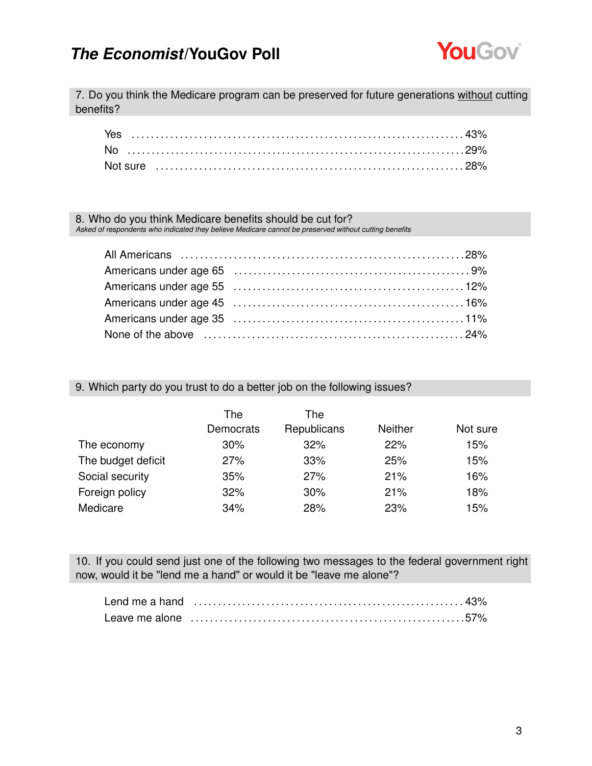### 7. Do you think the Medicare program can be preserved for future generations without cutting benefits?

| | |
|---|---|
| Yes | 43% |
| No | 29% |
| Not sure | 28% |

### 8. Who do you think Medicare benefits should be cut for?

*Asked of respondents who indicated they believe Medicare cannot be preserved without cutting benefits*

| | |
|---|---|
| All Americans | 28% |
| Americans under age 65 | 9% |
| Americans under age 55 | 12% |
| Americans under age 45 | 16% |
| Americans under age 35 | 11% |
| None of the above | 24% |

### 9. Which party do you trust to do a better job on the following issues?

| | The Democrats | The Republicans | Neither | Not sure |
|---|---|---|---|---|
| The economy | 30% | 32% | 22% | 15% |
| The budget deficit | 27% | 33% | 25% | 15% |
| Social security | 35% | 27% | 21% | 16% |
| Foreign policy | 32% | 30% | 21% | 18% |
| Medicare | 34% | 28% | 23% | 15% |

### 10. If you could send just one of the following two messages to the federal government right now, would it be "lend me a hand" or would it be "leave me alone"?

| | |
|---|---|
| Lend me a hand | 43% |
| Leave me alone | 57% |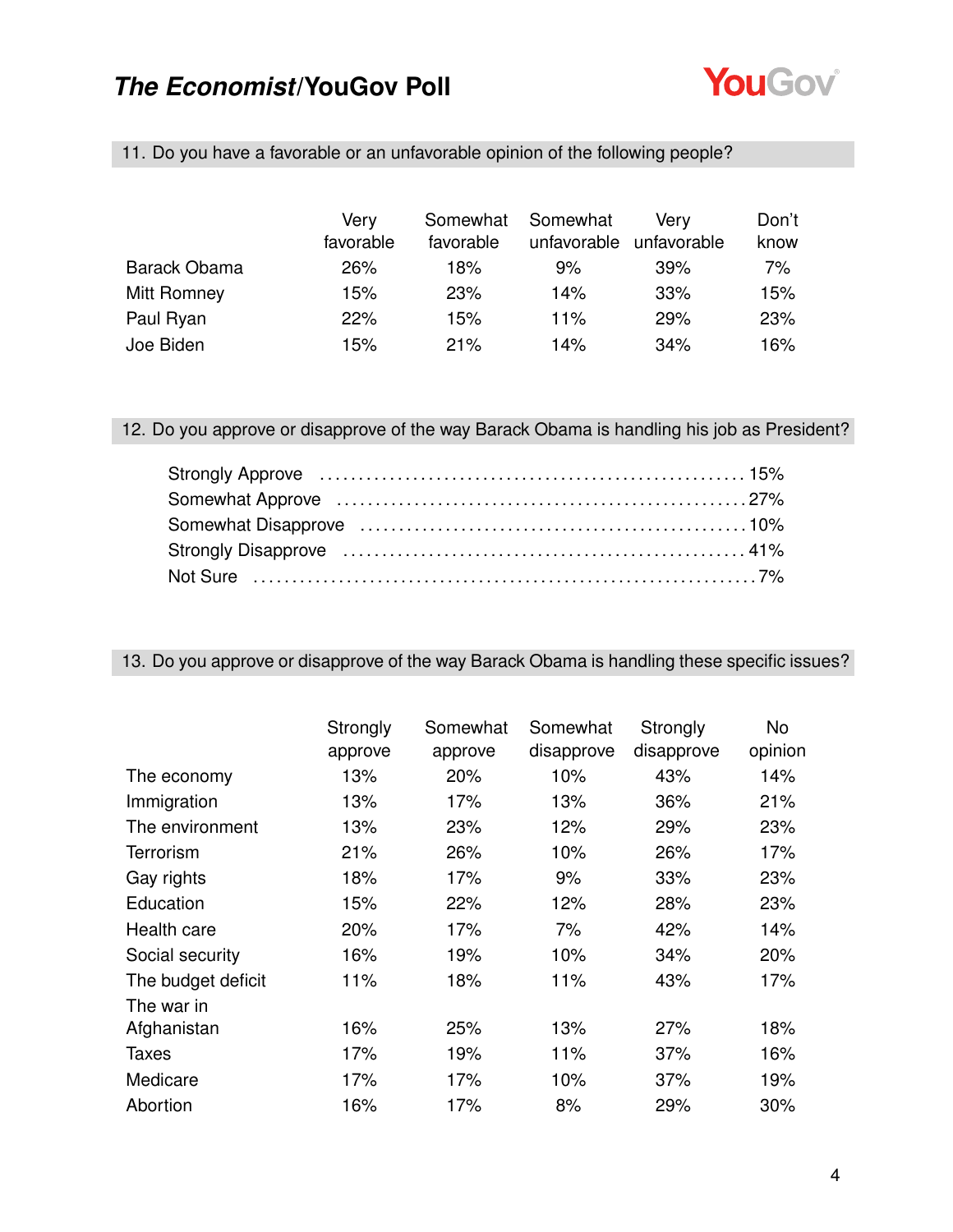## 11. Do you have a favorable or an unfavorable opinion of the following people?

| | Very favorable | Somewhat favorable | Somewhat unfavorable | Very unfavorable | Don't know |
|---|---|---|---|---|---|
| Barack Obama | 26% | 18% | 9% | 39% | 7% |
| Mitt Romney | 15% | 23% | 14% | 33% | 15% |
| Paul Ryan | 22% | 15% | 11% | 29% | 23% |
| Joe Biden | 15% | 21% | 14% | 34% | 16% |

## 12. Do you approve or disapprove of the way Barack Obama is handling his job as President?

| | |
|---|---|
| Strongly Approve | 15% |
| Somewhat Approve | 27% |
| Somewhat Disapprove | 10% |
| Strongly Disapprove | 41% |
| Not Sure | 7% |

## 13. Do you approve or disapprove of the way Barack Obama is handling these specific issues?

| | Strongly approve | Somewhat approve | Somewhat disapprove | Strongly disapprove | No opinion |
|---|---|---|---|---|---|
| The economy | 13% | 20% | 10% | 43% | 14% |
| Immigration | 13% | 17% | 13% | 36% | 21% |
| The environment | 13% | 23% | 12% | 29% | 23% |
| Terrorism | 21% | 26% | 10% | 26% | 17% |
| Gay rights | 18% | 17% | 9% | 33% | 23% |
| Education | 15% | 22% | 12% | 28% | 23% |
| Health care | 20% | 17% | 7% | 42% | 14% |
| Social security | 16% | 19% | 10% | 34% | 20% |
| The budget deficit | 11% | 18% | 11% | 43% | 17% |
| The war in Afghanistan | 16% | 25% | 13% | 27% | 18% |
| Taxes | 17% | 19% | 11% | 37% | 16% |
| Medicare | 17% | 17% | 10% | 37% | 19% |
| Abortion | 16% | 17% | 8% | 29% | 30% |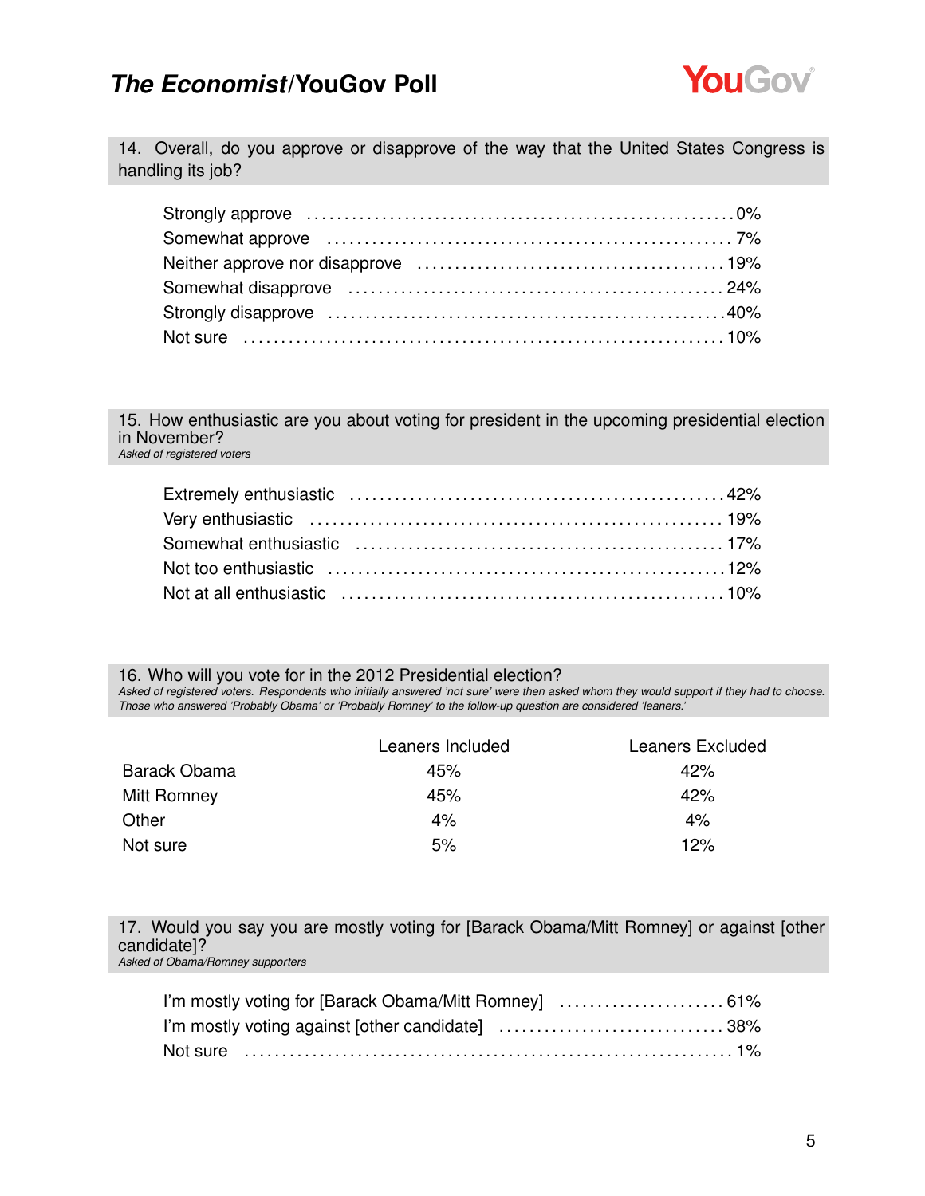14. Overall, do you approve or disapprove of the way that the United States Congress is handling its job?

| | |
|---|---|
| Strongly approve | 0% |
| Somewhat approve | 7% |
| Neither approve nor disapprove | 19% |
| Somewhat disapprove | 24% |
| Strongly disapprove | 40% |
| Not sure | 10% |

15. How enthusiastic are you about voting for president in the upcoming presidential election in November?

*Asked of registered voters*

| | |
|---|---|
| Extremely enthusiastic | 42% |
| Very enthusiastic | 19% |
| Somewhat enthusiastic | 17% |
| Not too enthusiastic | 12% |
| Not at all enthusiastic | 10% |

16. Who will you vote for in the 2012 Presidential election?

*Asked of registered voters. Respondents who initially answered 'not sure' were then asked whom they would support if they had to choose. Those who answered 'Probably Obama' or 'Probably Romney' to the follow-up question are considered 'leaners.'*

| | Leaners Included | Leaners Excluded |
|---|---|---|
| Barack Obama | 45% | 42% |
| Mitt Romney | 45% | 42% |
| Other | 4% | 4% |
| Not sure | 5% | 12% |

17. Would you say you are mostly voting for [Barack Obama/Mitt Romney] or against [other candidate]?

*Asked of Obama/Romney supporters*

| | |
|---|---|
| I'm mostly voting for [Barack Obama/Mitt Romney] | 61% |
| I'm mostly voting against [other candidate] | 38% |
| Not sure | 1% |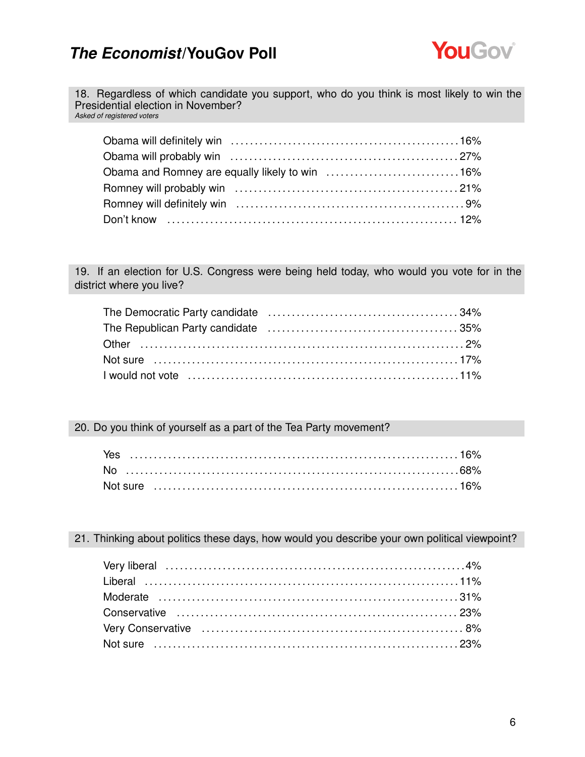**18. Regardless of which candidate you support, who do you think is most likely to win the Presidential election in November?**
*Asked of registered voters*

| | |
|---|---|
| Obama will definitely win | 16% |
| Obama will probably win | 27% |
| Obama and Romney are equally likely to win | 16% |
| Romney will probably win | 21% |
| Romney will definitely win | 9% |
| Don't know | 12% |

**19. If an election for U.S. Congress were being held today, who would you vote for in the district where you live?**

| | |
|---|---|
| The Democratic Party candidate | 34% |
| The Republican Party candidate | 35% |
| Other | 2% |
| Not sure | 17% |
| I would not vote | 11% |

**20. Do you think of yourself as a part of the Tea Party movement?**

| | |
|---|---|
| Yes | 16% |
| No | 68% |
| Not sure | 16% |

**21. Thinking about politics these days, how would you describe your own political viewpoint?**

| | |
|---|---|
| Very liberal | 4% |
| Liberal | 11% |
| Moderate | 31% |
| Conservative | 23% |
| Very Conservative | 8% |
| Not sure | 23% |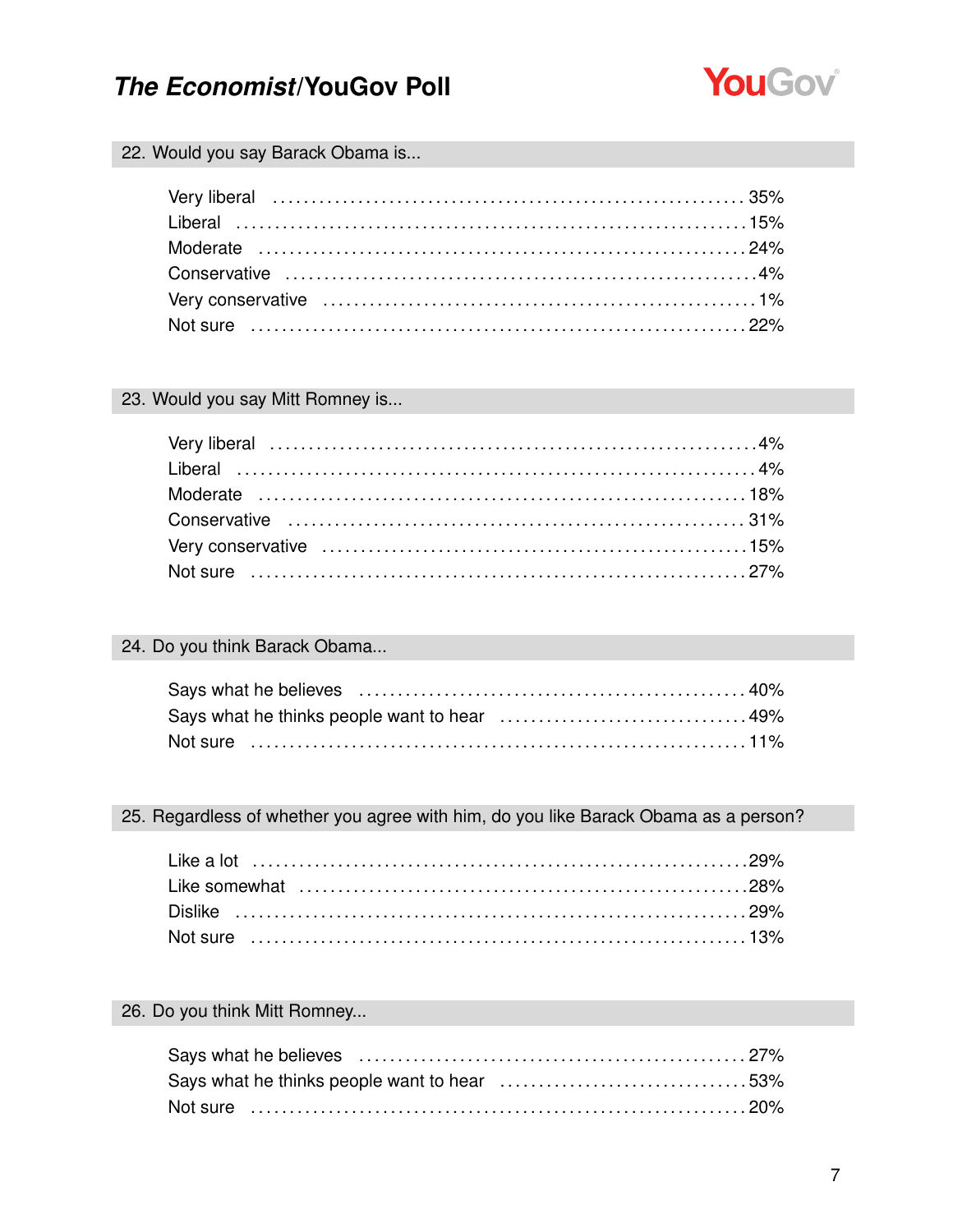### 22. Would you say Barack Obama is...

| | |
|---|---|
| Very liberal | 35% |
| Liberal | 15% |
| Moderate | 24% |
| Conservative | 4% |
| Very conservative | 1% |
| Not sure | 22% |

### 23. Would you say Mitt Romney is...

| | |
|---|---|
| Very liberal | 4% |
| Liberal | 4% |
| Moderate | 18% |
| Conservative | 31% |
| Very conservative | 15% |
| Not sure | 27% |

### 24. Do you think Barack Obama...

| | |
|---|---|
| Says what he believes | 40% |
| Says what he thinks people want to hear | 49% |
| Not sure | 11% |

### 25. Regardless of whether you agree with him, do you like Barack Obama as a person?

| | |
|---|---|
| Like a lot | 29% |
| Like somewhat | 28% |
| Dislike | 29% |
| Not sure | 13% |

### 26. Do you think Mitt Romney...

| | |
|---|---|
| Says what he believes | 27% |
| Says what he thinks people want to hear | 53% |
| Not sure | 20% |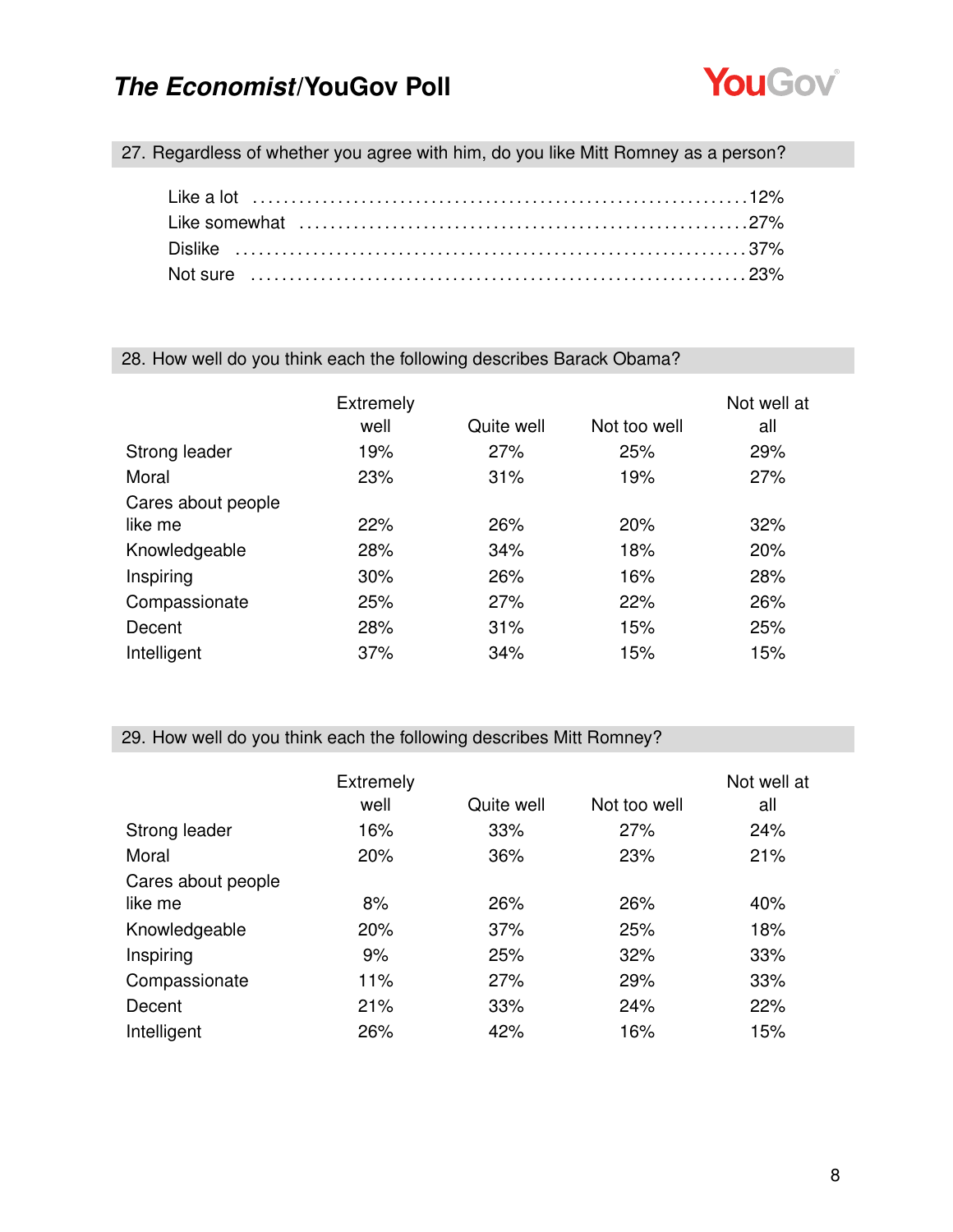## 27. Regardless of whether you agree with him, do you like Mitt Romney as a person?

| | |
|---|---|
| Like a lot | 12% |
| Like somewhat | 27% |
| Dislike | 37% |
| Not sure | 23% |

## 28. How well do you think each the following describes Barack Obama?

| | Extremely well | Quite well | Not too well | Not well at all |
|---|---|---|---|---|
| Strong leader | 19% | 27% | 25% | 29% |
| Moral | 23% | 31% | 19% | 27% |
| Cares about people like me | 22% | 26% | 20% | 32% |
| Knowledgeable | 28% | 34% | 18% | 20% |
| Inspiring | 30% | 26% | 16% | 28% |
| Compassionate | 25% | 27% | 22% | 26% |
| Decent | 28% | 31% | 15% | 25% |
| Intelligent | 37% | 34% | 15% | 15% |

## 29. How well do you think each the following describes Mitt Romney?

| | Extremely well | Quite well | Not too well | Not well at all |
|---|---|---|---|---|
| Strong leader | 16% | 33% | 27% | 24% |
| Moral | 20% | 36% | 23% | 21% |
| Cares about people like me | 8% | 26% | 26% | 40% |
| Knowledgeable | 20% | 37% | 25% | 18% |
| Inspiring | 9% | 25% | 32% | 33% |
| Compassionate | 11% | 27% | 29% | 33% |
| Decent | 21% | 33% | 24% | 22% |
| Intelligent | 26% | 42% | 16% | 15% |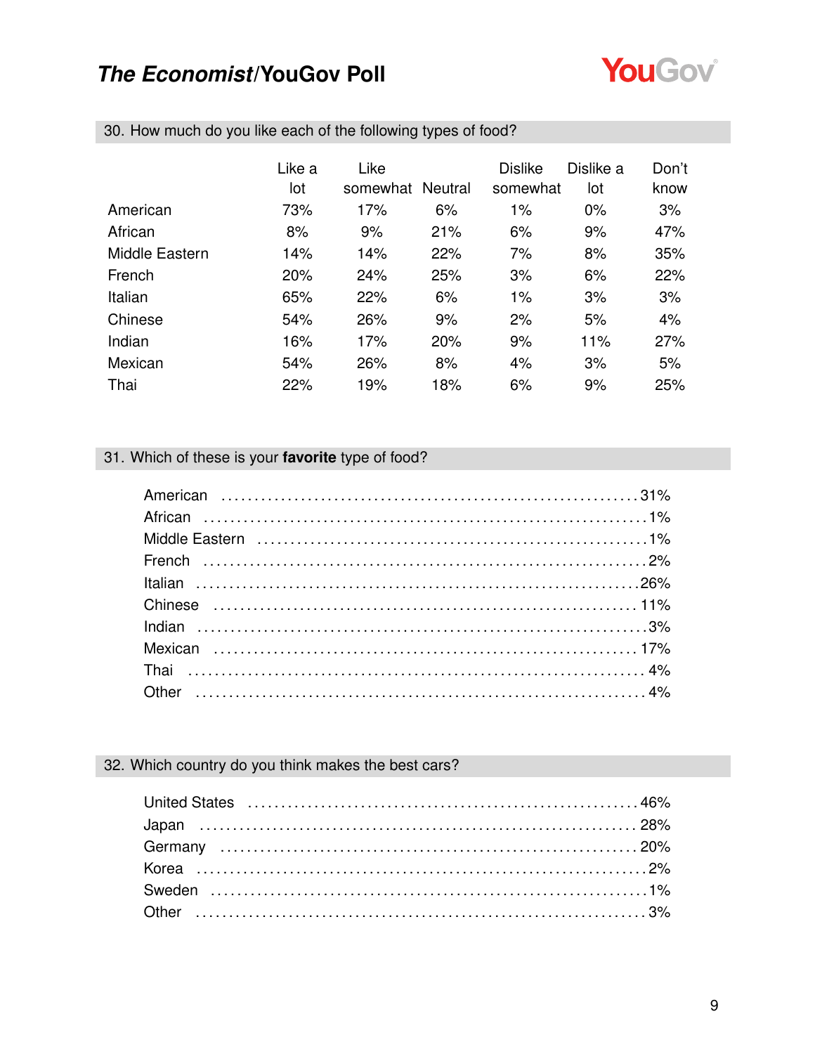## 30. How much do you like each of the following types of food?

| | Like a lot | Like somewhat | Neutral | Dislike somewhat | Dislike a lot | Don't know |
|---|---|---|---|---|---|---|
| American | 73% | 17% | 6% | 1% | 0% | 3% |
| African | 8% | 9% | 21% | 6% | 9% | 47% |
| Middle Eastern | 14% | 14% | 22% | 7% | 8% | 35% |
| French | 20% | 24% | 25% | 3% | 6% | 22% |
| Italian | 65% | 22% | 6% | 1% | 3% | 3% |
| Chinese | 54% | 26% | 9% | 2% | 5% | 4% |
| Indian | 16% | 17% | 20% | 9% | 11% | 27% |
| Mexican | 54% | 26% | 8% | 4% | 3% | 5% |
| Thai | 22% | 19% | 18% | 6% | 9% | 25% |

## 31. Which of these is your **favorite** type of food?

| | |
|---|---|
| American | 31% |
| African | 1% |
| Middle Eastern | 1% |
| French | 2% |
| Italian | 26% |
| Chinese | 11% |
| Indian | 3% |
| Mexican | 17% |
| Thai | 4% |
| Other | 4% |

## 32. Which country do you think makes the best cars?

| | |
|---|---|
| United States | 46% |
| Japan | 28% |
| Germany | 20% |
| Korea | 2% |
| Sweden | 1% |
| Other | 3% |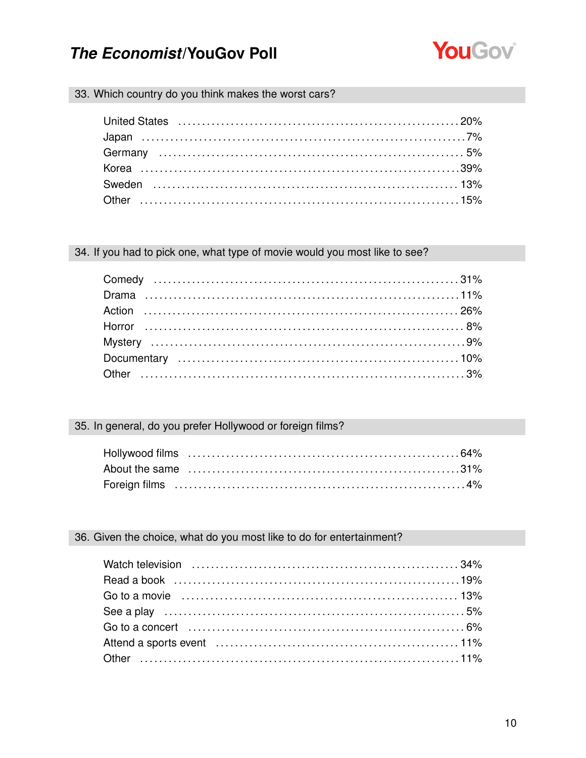### 33. Which country do you think makes the worst cars?

| | |
|---|---|
| United States | 20% |
| Japan | 7% |
| Germany | 5% |
| Korea | 39% |
| Sweden | 13% |
| Other | 15% |

### 34. If you had to pick one, what type of movie would you most like to see?

| | |
|---|---|
| Comedy | 31% |
| Drama | 11% |
| Action | 26% |
| Horror | 8% |
| Mystery | 9% |
| Documentary | 10% |
| Other | 3% |

### 35. In general, do you prefer Hollywood or foreign films?

| | |
|---|---|
| Hollywood films | 64% |
| About the same | 31% |
| Foreign films | 4% |

### 36. Given the choice, what do you most like to do for entertainment?

| | |
|---|---|
| Watch television | 34% |
| Read a book | 19% |
| Go to a movie | 13% |
| See a play | 5% |
| Go to a concert | 6% |
| Attend a sports event | 11% |
| Other | 11% |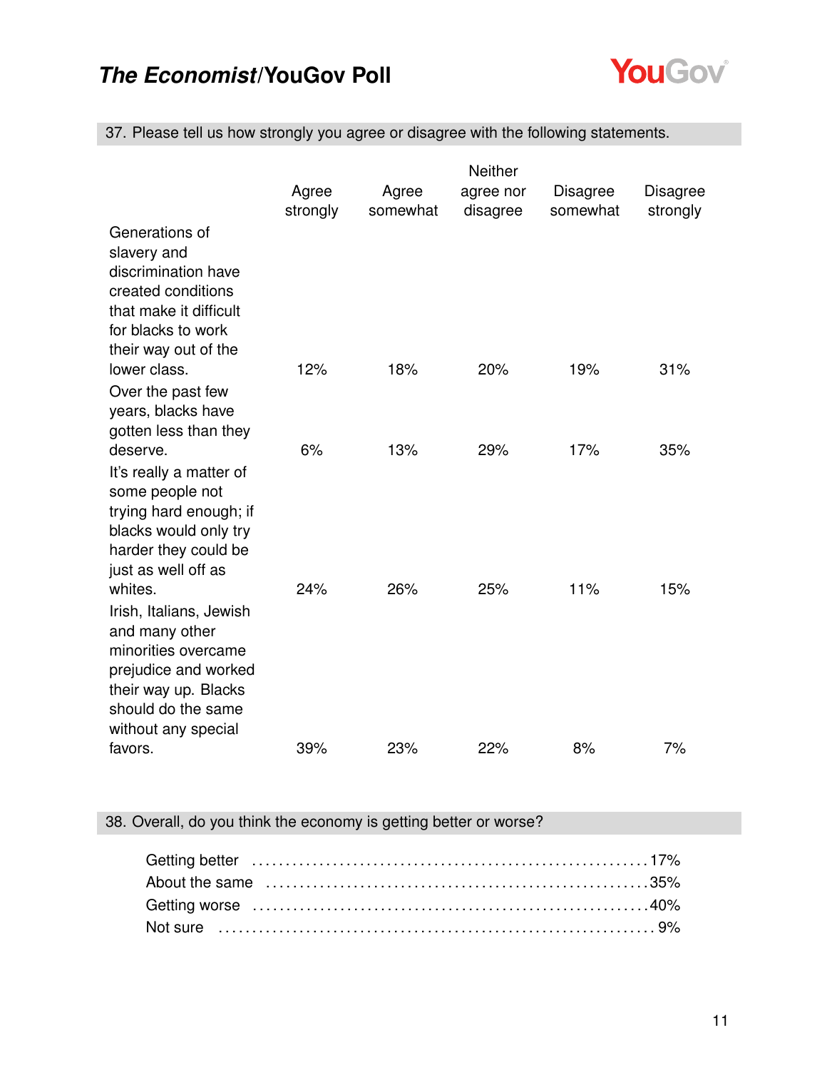37. Please tell us how strongly you agree or disagree with the following statements.

| | Agree strongly | Agree somewhat | Neither agree nor disagree | Disagree somewhat | Disagree strongly |
|---|---|---|---|---|---|
| Generations of slavery and discrimination have created conditions that make it difficult for blacks to work their way out of the lower class. | 12% | 18% | 20% | 19% | 31% |
| Over the past few years, blacks have gotten less than they deserve. | 6% | 13% | 29% | 17% | 35% |
| It's really a matter of some people not trying hard enough; if blacks would only try harder they could be just as well off as whites. | 24% | 26% | 25% | 11% | 15% |
| Irish, Italians, Jewish and many other minorities overcame prejudice and worked their way up. Blacks should do the same without any special favors. | 39% | 23% | 22% | 8% | 7% |

38. Overall, do you think the economy is getting better or worse?

| | |
|---|---|
| Getting better | 17% |
| About the same | 35% |
| Getting worse | 40% |
| Not sure | 9% |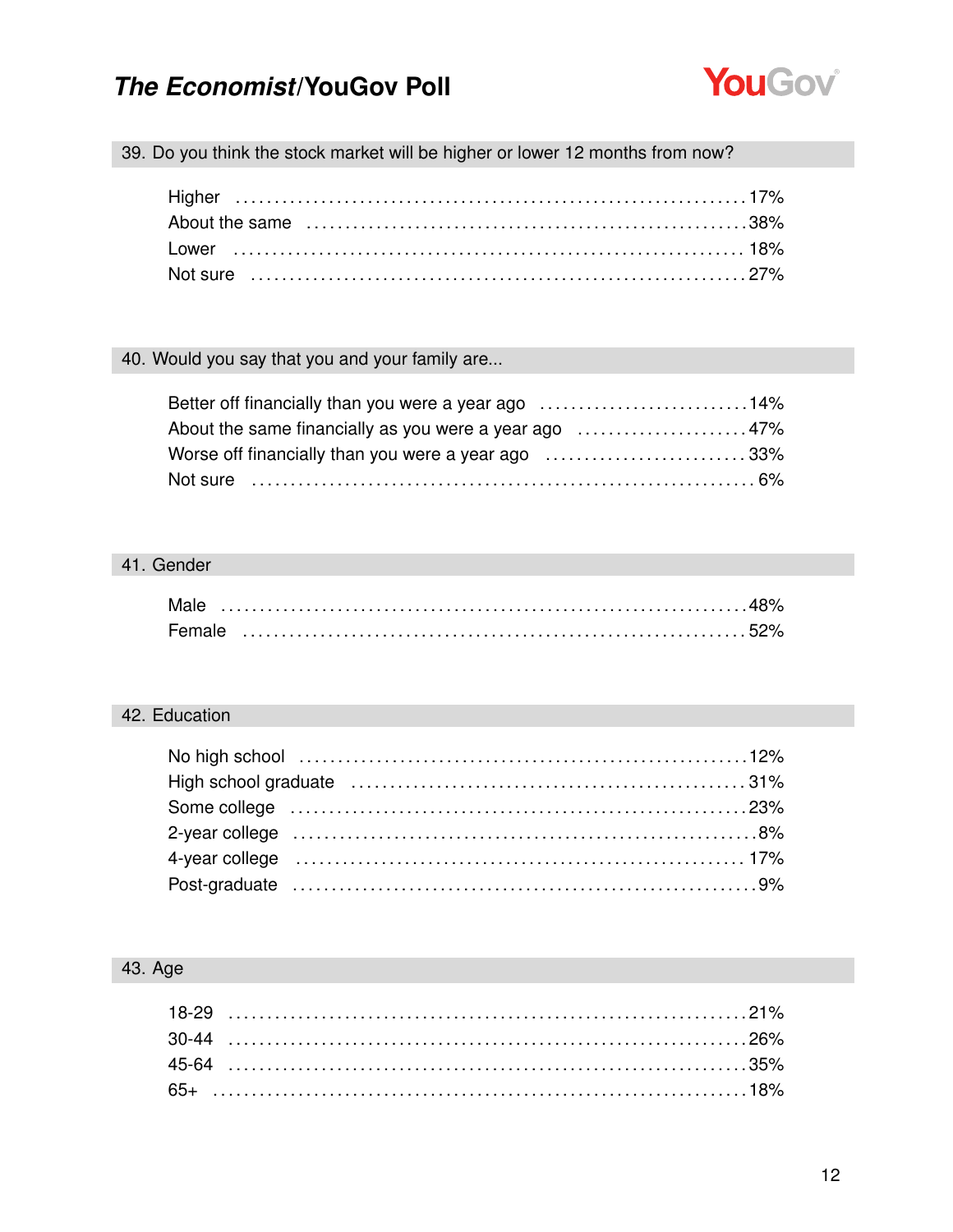## 39. Do you think the stock market will be higher or lower 12 months from now?

| | |
|---|---|
| Higher | 17% |
| About the same | 38% |
| Lower | 18% |
| Not sure | 27% |

## 40. Would you say that you and your family are...

| | |
|---|---|
| Better off financially than you were a year ago | 14% |
| About the same financially as you were a year ago | 47% |
| Worse off financially than you were a year ago | 33% |
| Not sure | 6% |

## 41. Gender

| | |
|---|---|
| Male | 48% |
| Female | 52% |

## 42. Education

| | |
|---|---|
| No high school | 12% |
| High school graduate | 31% |
| Some college | 23% |
| 2-year college | 8% |
| 4-year college | 17% |
| Post-graduate | 9% |

## 43. Age

| | |
|---|---|
| 18-29 | 21% |
| 30-44 | 26% |
| 45-64 | 35% |
| 65+ | 18% |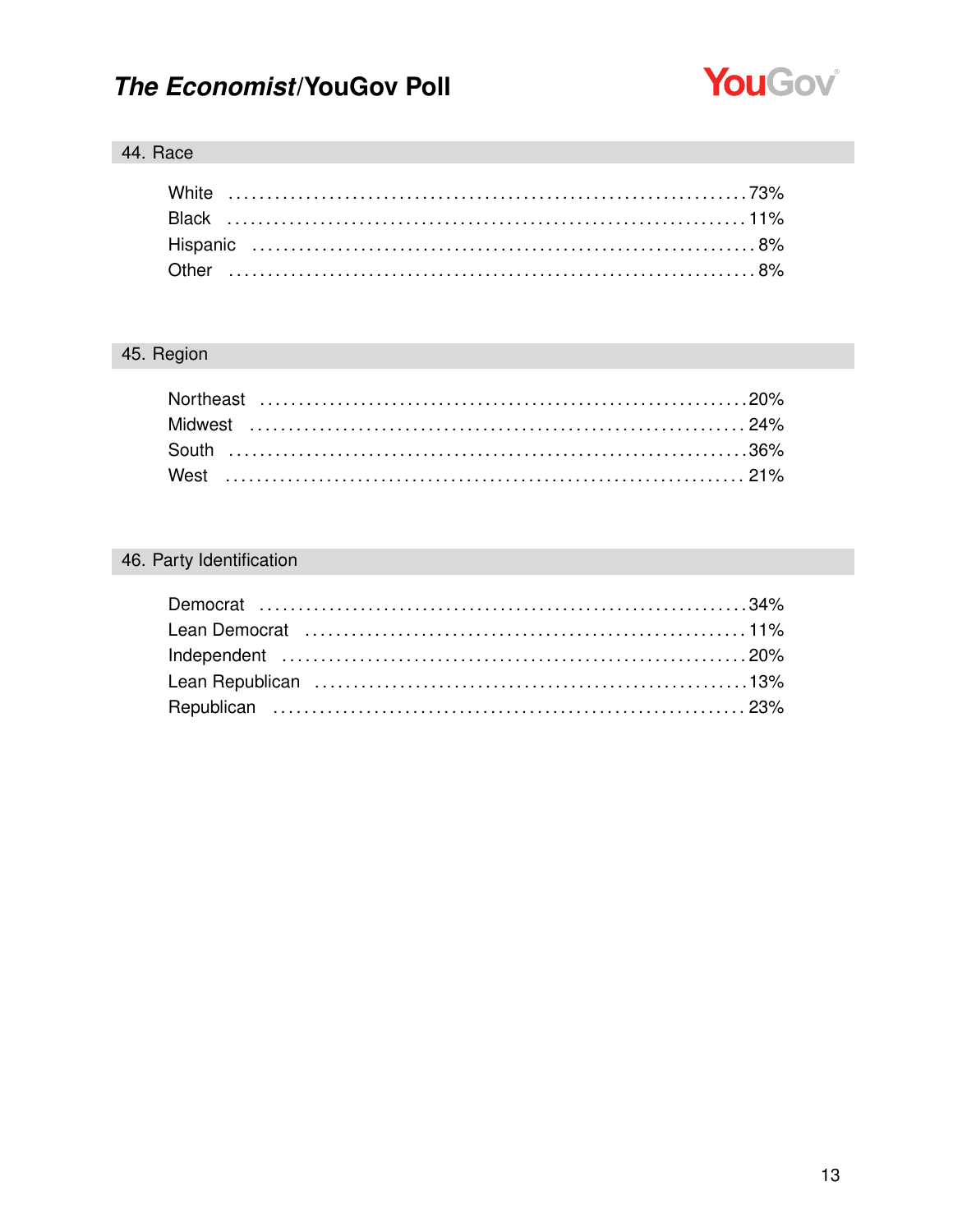## 44. Race

| | |
|---|---|
| White | 73% |
| Black | 11% |
| Hispanic | 8% |
| Other | 8% |

## 45. Region

| | |
|---|---|
| Northeast | 20% |
| Midwest | 24% |
| South | 36% |
| West | 21% |

## 46. Party Identification

| | |
|---|---|
| Democrat | 34% |
| Lean Democrat | 11% |
| Independent | 20% |
| Lean Republican | 13% |
| Republican | 23% |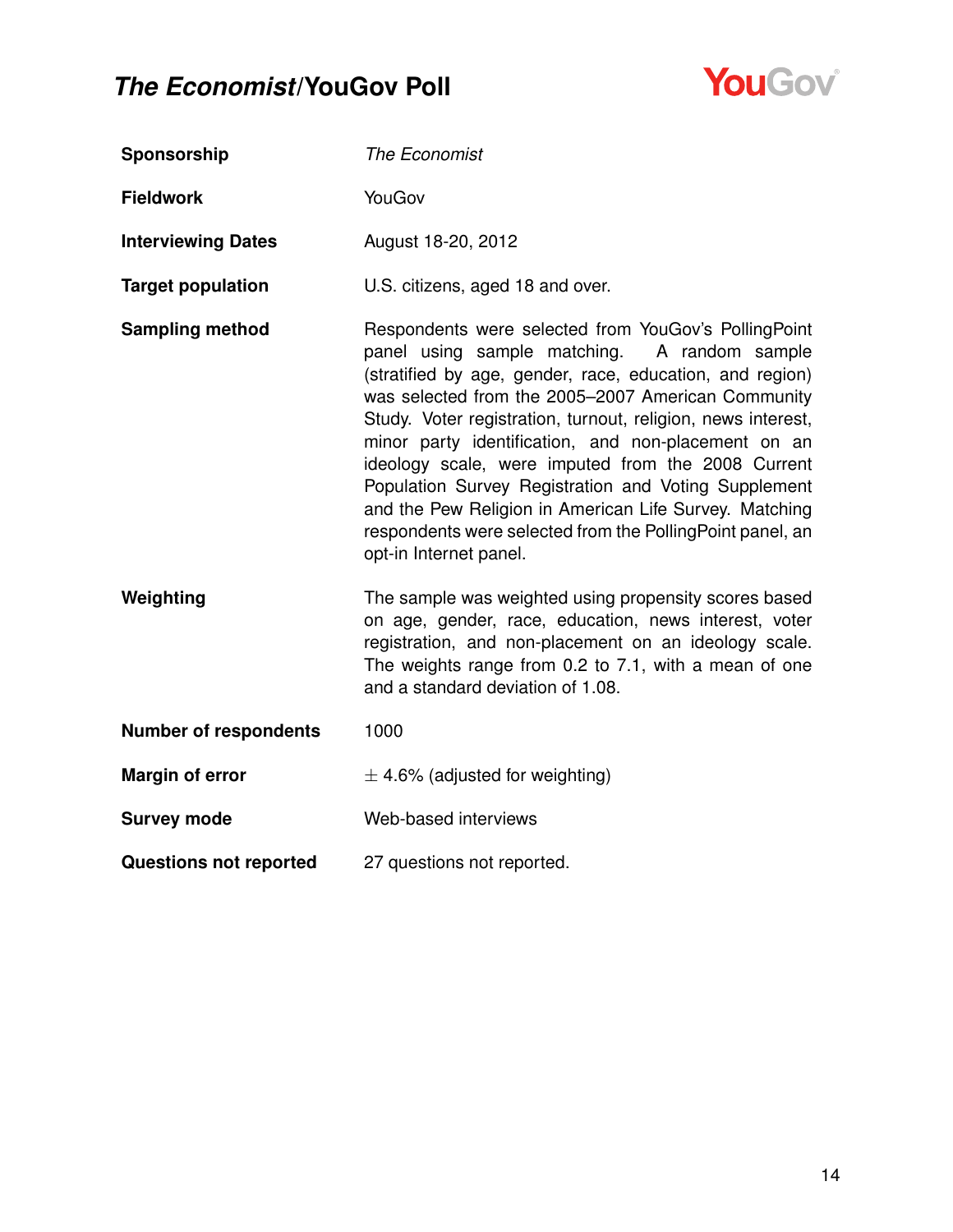# *The Economist*/YouGov Poll

YouGov

| | |
|---|---|
| **Sponsorship** | *The Economist* |
| **Fieldwork** | YouGov |
| **Interviewing Dates** | August 18-20, 2012 |
| **Target population** | U.S. citizens, aged 18 and over. |
| **Sampling method** | Respondents were selected from YouGov's PollingPoint panel using sample matching. A random sample (stratified by age, gender, race, education, and region) was selected from the 2005–2007 American Community Study. Voter registration, turnout, religion, news interest, minor party identification, and non-placement on an ideology scale, were imputed from the 2008 Current Population Survey Registration and Voting Supplement and the Pew Religion in American Life Survey. Matching respondents were selected from the PollingPoint panel, an opt-in Internet panel. |
| **Weighting** | The sample was weighted using propensity scores based on age, gender, race, education, news interest, voter registration, and non-placement on an ideology scale. The weights range from 0.2 to 7.1, with a mean of one and a standard deviation of 1.08. |
| **Number of respondents** | 1000 |
| **Margin of error** | $\pm$ 4.6% (adjusted for weighting) |
| **Survey mode** | Web-based interviews |
| **Questions not reported** | 27 questions not reported. |